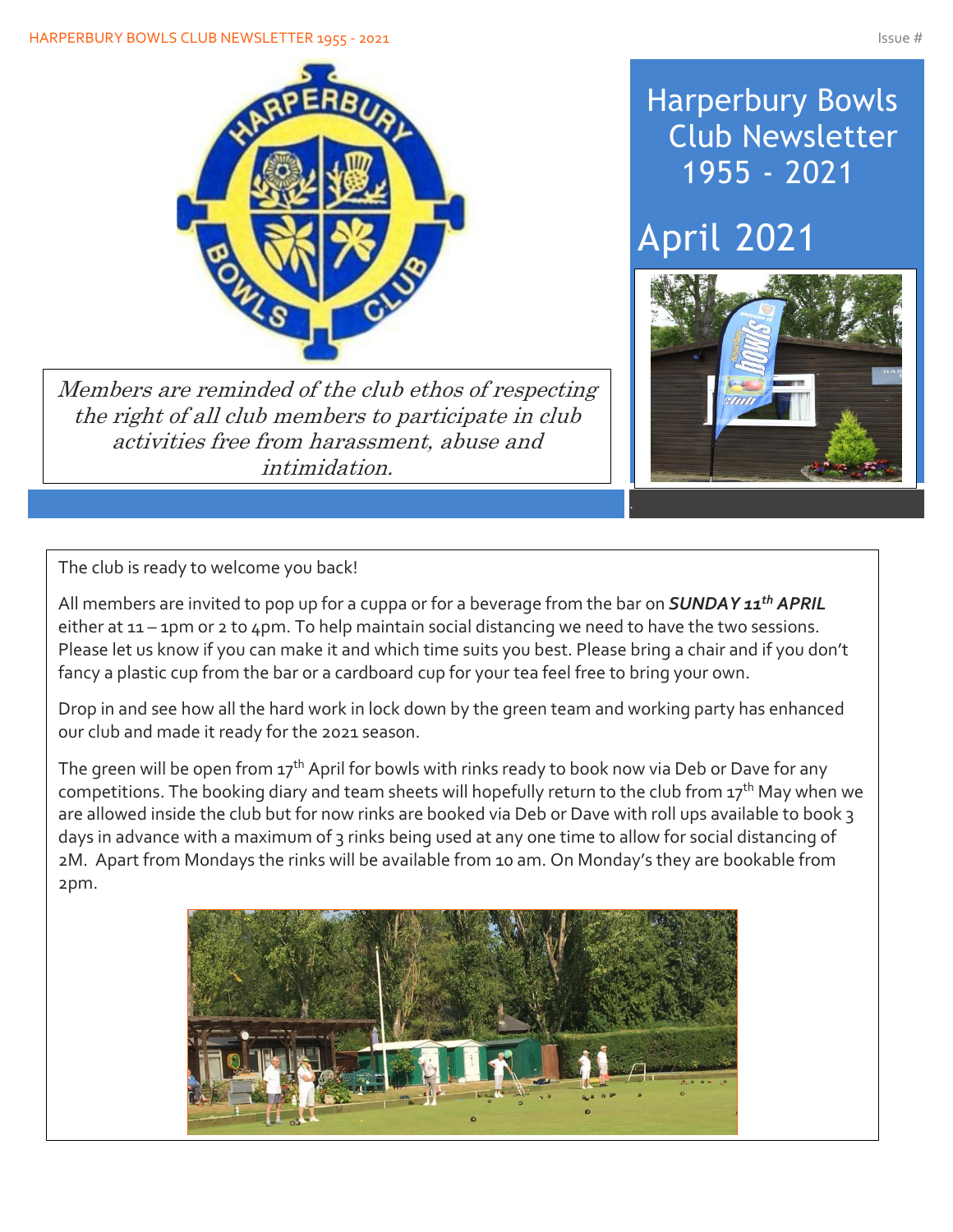# Harperbury Bowls Club Newsletter 1955 - 2021

## April 2021

*Members are reminded of the club ethos of respecting the right of all club members to participate in club activities free from harassment, abuse and intimidation.*

The club is ready to welcome you back!

All members are invited to pop up for a cuppa or for a beverage from the bar on ***SUNDAY 11th APRIL*** either at 11 – 1pm or 2 to 4pm. To help maintain social distancing we need to have the two sessions. Please let us know if you can make it and which time suits you best. Please bring a chair and if you don't fancy a plastic cup from the bar or a cardboard cup for your tea feel free to bring your own.

Drop in and see how all the hard work in lock down by the green team and working party has enhanced our club and made it ready for the 2021 season.

The green will be open from 17th April for bowls with rinks ready to book now via Deb or Dave for any competitions. The booking diary and team sheets will hopefully return to the club from 17th May when we are allowed inside the club but for now rinks are booked via Deb or Dave with roll ups available to book 3 days in advance with a maximum of 3 rinks being used at any one time to allow for social distancing of 2M. Apart from Mondays the rinks will be available from 10 am. On Monday's they are bookable from 2pm.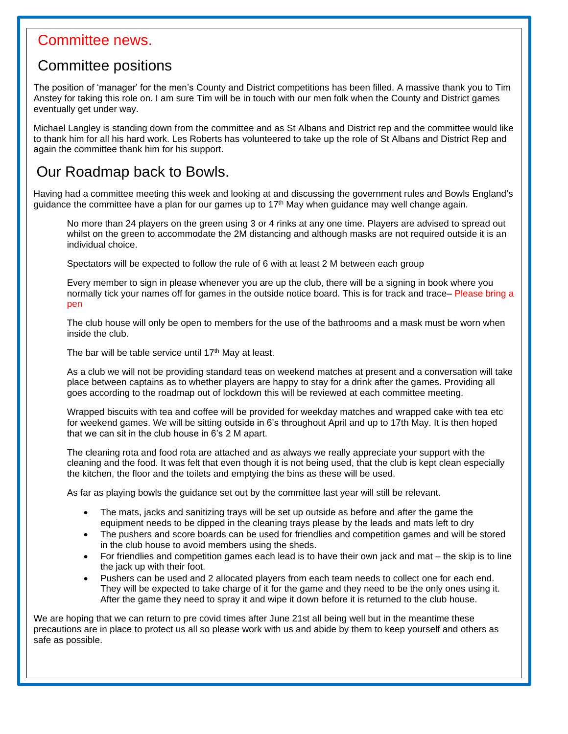# Committee news.

## Committee positions

The position of 'manager' for the men's County and District competitions has been filled. A massive thank you to Tim Anstey for taking this role on. I am sure Tim will be in touch with our men folk when the County and District games eventually get under way.

Michael Langley is standing down from the committee and as St Albans and District rep and the committee would like to thank him for all his hard work. Les Roberts has volunteered to take up the role of St Albans and District Rep and again the committee thank him for his support.

## Our Roadmap back to Bowls.

Having had a committee meeting this week and looking at and discussing the government rules and Bowls England's guidance the committee have a plan for our games up to 17th May when guidance may well change again.

No more than 24 players on the green using 3 or 4 rinks at any one time. Players are advised to spread out whilst on the green to accommodate the 2M distancing and although masks are not required outside it is an individual choice.

Spectators will be expected to follow the rule of 6 with at least 2 M between each group

Every member to sign in please whenever you are up the club, there will be a signing in book where you normally tick your names off for games in the outside notice board. This is for track and trace– Please bring a pen

The club house will only be open to members for the use of the bathrooms and a mask must be worn when inside the club.

The bar will be table service until 17th May at least.

As a club we will not be providing standard teas on weekend matches at present and a conversation will take place between captains as to whether players are happy to stay for a drink after the games. Providing all goes according to the roadmap out of lockdown this will be reviewed at each committee meeting.

Wrapped biscuits with tea and coffee will be provided for weekday matches and wrapped cake with tea etc for weekend games. We will be sitting outside in 6's throughout April and up to 17th May. It is then hoped that we can sit in the club house in 6's 2 M apart.

The cleaning rota and food rota are attached and as always we really appreciate your support with the cleaning and the food. It was felt that even though it is not being used, that the club is kept clean especially the kitchen, the floor and the toilets and emptying the bins as these will be used.

As far as playing bowls the guidance set out by the committee last year will still be relevant.

- The mats, jacks and sanitizing trays will be set up outside as before and after the game the equipment needs to be dipped in the cleaning trays please by the leads and mats left to dry
- The pushers and score boards can be used for friendlies and competition games and will be stored in the club house to avoid members using the sheds.
- For friendlies and competition games each lead is to have their own jack and mat – the skip is to line the jack up with their foot.
- Pushers can be used and 2 allocated players from each team needs to collect one for each end. They will be expected to take charge of it for the game and they need to be the only ones using it. After the game they need to spray it and wipe it down before it is returned to the club house.

We are hoping that we can return to pre covid times after June 21st all being well but in the meantime these precautions are in place to protect us all so please work with us and abide by them to keep yourself and others as safe as possible.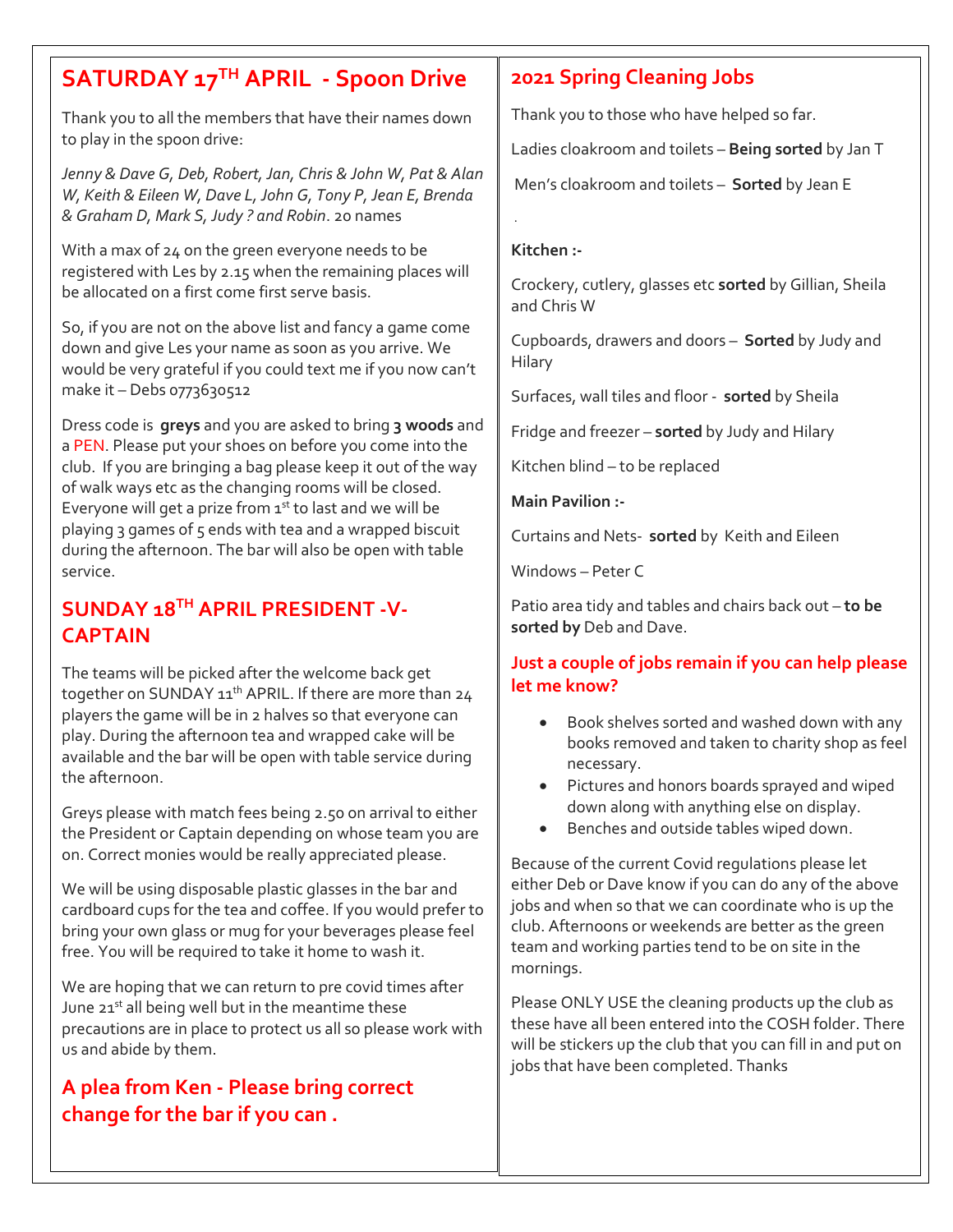## SATURDAY 17TH APRIL - Spoon Drive

Thank you to all the members that have their names down to play in the spoon drive:

*Jenny & Dave G, Deb, Robert, Jan, Chris & John W, Pat & Alan W, Keith & Eileen W, Dave L, John G, Tony P, Jean E, Brenda & Graham D, Mark S, Judy ? and Robin*. 20 names

With a max of 24 on the green everyone needs to be registered with Les by 2.15 when the remaining places will be allocated on a first come first serve basis.

So, if you are not on the above list and fancy a game come down and give Les your name as soon as you arrive. We would be very grateful if you could text me if you now can't make it – Debs 0773630512

Dress code is **greys** and you are asked to bring **3 woods** and a PEN. Please put your shoes on before you come into the club. If you are bringing a bag please keep it out of the way of walk ways etc as the changing rooms will be closed. Everyone will get a prize from 1st to last and we will be playing 3 games of 5 ends with tea and a wrapped biscuit during the afternoon. The bar will also be open with table service.

## SUNDAY 18TH APRIL PRESIDENT -V- CAPTAIN

The teams will be picked after the welcome back get together on SUNDAY 11th APRIL. If there are more than 24 players the game will be in 2 halves so that everyone can play. During the afternoon tea and wrapped cake will be available and the bar will be open with table service during the afternoon.

Greys please with match fees being 2.50 on arrival to either the President or Captain depending on whose team you are on. Correct monies would be really appreciated please.

We will be using disposable plastic glasses in the bar and cardboard cups for the tea and coffee. If you would prefer to bring your own glass or mug for your beverages please feel free. You will be required to take it home to wash it.

We are hoping that we can return to pre covid times after June 21st all being well but in the meantime these precautions are in place to protect us all so please work with us and abide by them.

### A plea from Ken - Please bring correct change for the bar if you can .

## 2021 Spring Cleaning Jobs

Thank you to those who have helped so far.

Ladies cloakroom and toilets – **Being sorted** by Jan T

Men's cloakroom and toilets – **Sorted** by Jean E

**Kitchen :-**

Crockery, cutlery, glasses etc **sorted** by Gillian, Sheila and Chris W

Cupboards, drawers and doors – **Sorted** by Judy and Hilary

Surfaces, wall tiles and floor - **sorted** by Sheila

Fridge and freezer – **sorted** by Judy and Hilary

Kitchen blind – to be replaced

**Main Pavilion :-**

Curtains and Nets- **sorted** by Keith and Eileen

Windows – Peter C

Patio area tidy and tables and chairs back out – **to be sorted by** Deb and Dave.

### Just a couple of jobs remain if you can help please let me know?

- Book shelves sorted and washed down with any books removed and taken to charity shop as feel necessary.
- Pictures and honors boards sprayed and wiped down along with anything else on display.
- Benches and outside tables wiped down.

Because of the current Covid regulations please let either Deb or Dave know if you can do any of the above jobs and when so that we can coordinate who is up the club. Afternoons or weekends are better as the green team and working parties tend to be on site in the mornings.

Please ONLY USE the cleaning products up the club as these have all been entered into the COSH folder. There will be stickers up the club that you can fill in and put on jobs that have been completed. Thanks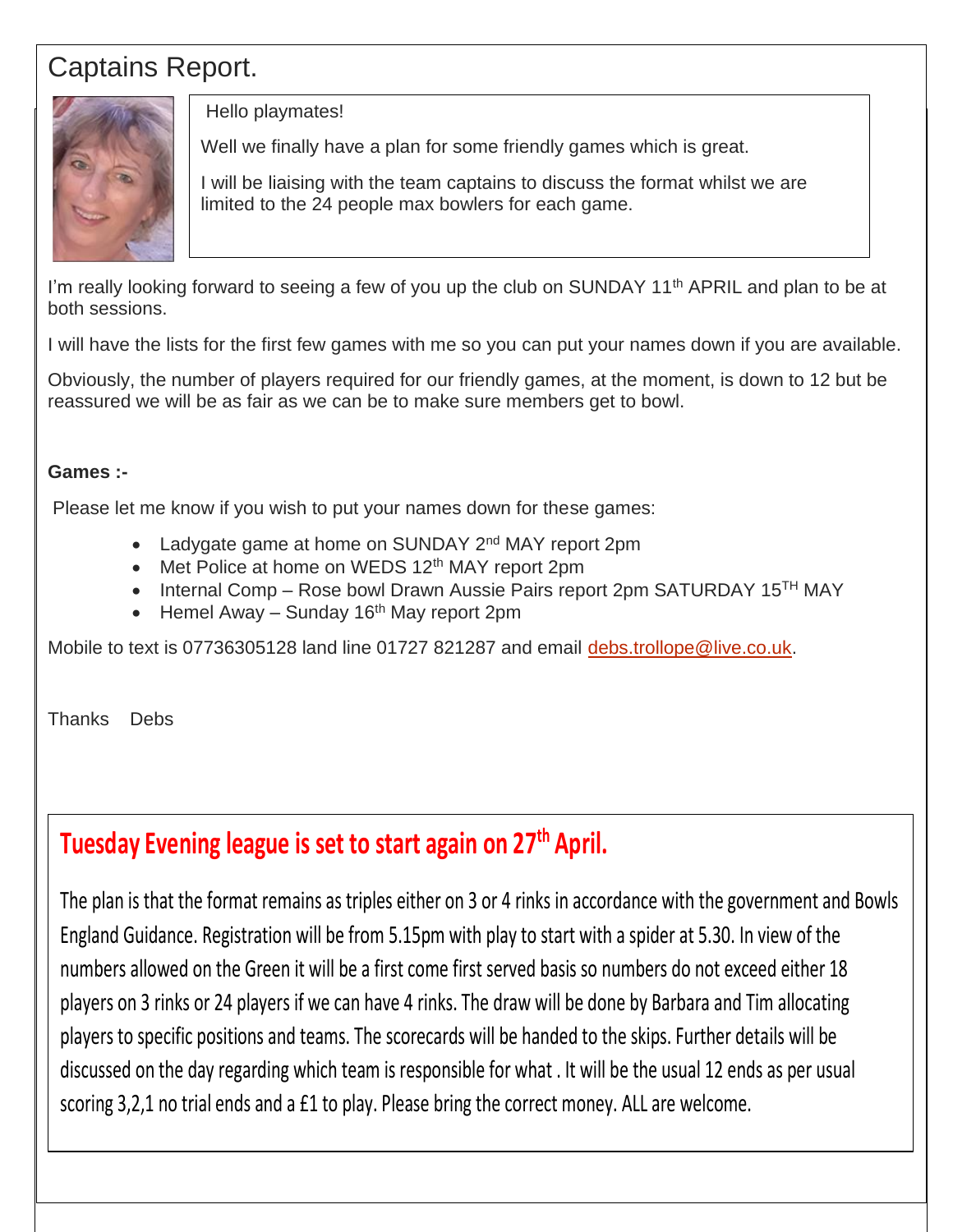# Captains Report.

Hello playmates!

Well we finally have a plan for some friendly games which is great.

I will be liaising with the team captains to discuss the format whilst we are limited to the 24 people max bowlers for each game.

I'm really looking forward to seeing a few of you up the club on SUNDAY 11th APRIL and plan to be at both sessions.

I will have the lists for the first few games with me so you can put your names down if you are available.

Obviously, the number of players required for our friendly games, at the moment, is down to 12 but be reassured we will be as fair as we can be to make sure members get to bowl.

**Games :-**

Please let me know if you wish to put your names down for these games:

- Ladygate game at home on SUNDAY 2nd MAY report 2pm
- Met Police at home on WEDS 12th MAY report 2pm
- Internal Comp – Rose bowl Drawn Aussie Pairs report 2pm SATURDAY 15TH MAY
- Hemel Away – Sunday 16th May report 2pm

Mobile to text is 07736305128 land line 01727 821287 and email debs.trollope@live.co.uk.

Thanks Debs

## Tuesday Evening league is set to start again on 27th April.

The plan is that the format remains as triples either on 3 or 4 rinks in accordance with the government and Bowls England Guidance. Registration will be from 5.15pm with play to start with a spider at 5.30. In view of the numbers allowed on the Green it will be a first come first served basis so numbers do not exceed either 18 players on 3 rinks or 24 players if we can have 4 rinks. The draw will be done by Barbara and Tim allocating players to specific positions and teams. The scorecards will be handed to the skips. Further details will be discussed on the day regarding which team is responsible for what . It will be the usual 12 ends as per usual scoring 3,2,1 no trial ends and a £1 to play. Please bring the correct money. ALL are welcome.